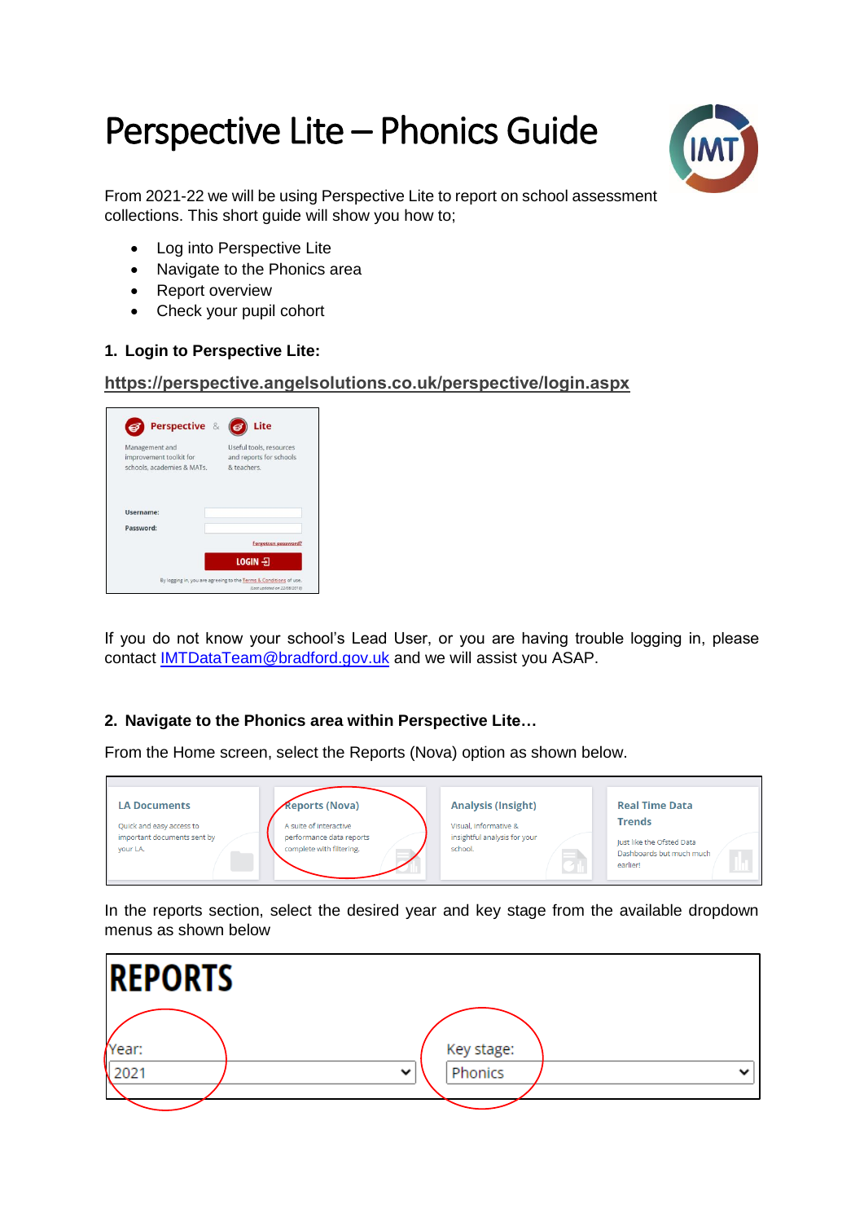# Perspective Lite – Phonics Guide

From 2021-22 we will be using Perspective Lite to report on school assessment collections. This short guide will show you how to;

- Log into Perspective Lite
- Navigate to the Phonics area
- Report overview
- Check your pupil cohort

## 1. Login to Perspective Lite:

**https://perspective.angelsolutions.co.uk/perspective/login.aspx**

If you do not know your school's Lead User, or you are having trouble logging in, please contact IMTDataTeam@bradford.gov.uk and we will assist you ASAP.

## 2. Navigate to the Phonics area within Perspective Lite…

From the Home screen, select the Reports (Nova) option as shown below.

In the reports section, select the desired year and key stage from the available dropdown menus as shown below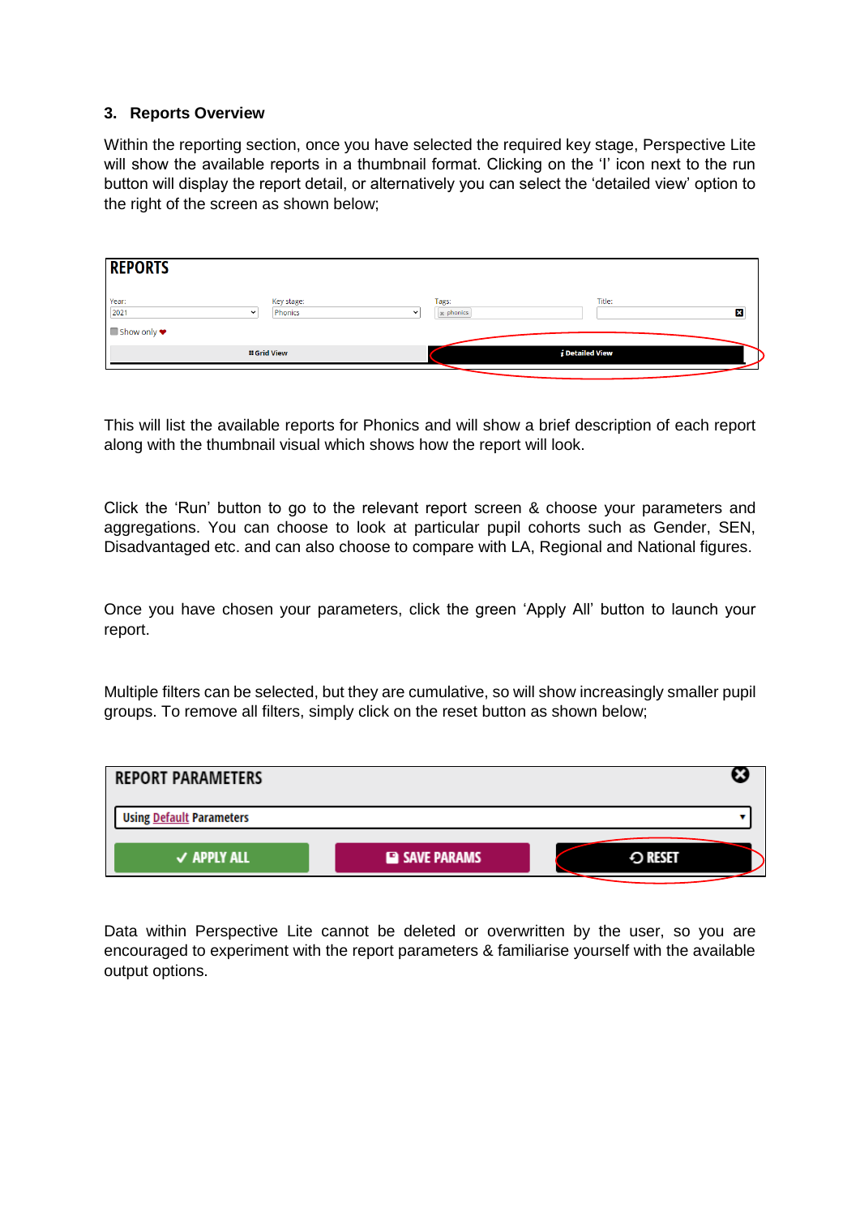## 3. Reports Overview

Within the reporting section, once you have selected the required key stage, Perspective Lite will show the available reports in a thumbnail format. Clicking on the 'I' icon next to the run button will display the report detail, or alternatively you can select the 'detailed view' option to the right of the screen as shown below;

This will list the available reports for Phonics and will show a brief description of each report along with the thumbnail visual which shows how the report will look.

Click the 'Run' button to go to the relevant report screen & choose your parameters and aggregations. You can choose to look at particular pupil cohorts such as Gender, SEN, Disadvantaged etc. and can also choose to compare with LA, Regional and National figures.

Once you have chosen your parameters, click the green 'Apply All' button to launch your report.

Multiple filters can be selected, but they are cumulative, so will show increasingly smaller pupil groups. To remove all filters, simply click on the reset button as shown below;

Data within Perspective Lite cannot be deleted or overwritten by the user, so you are encouraged to experiment with the report parameters & familiarise yourself with the available output options.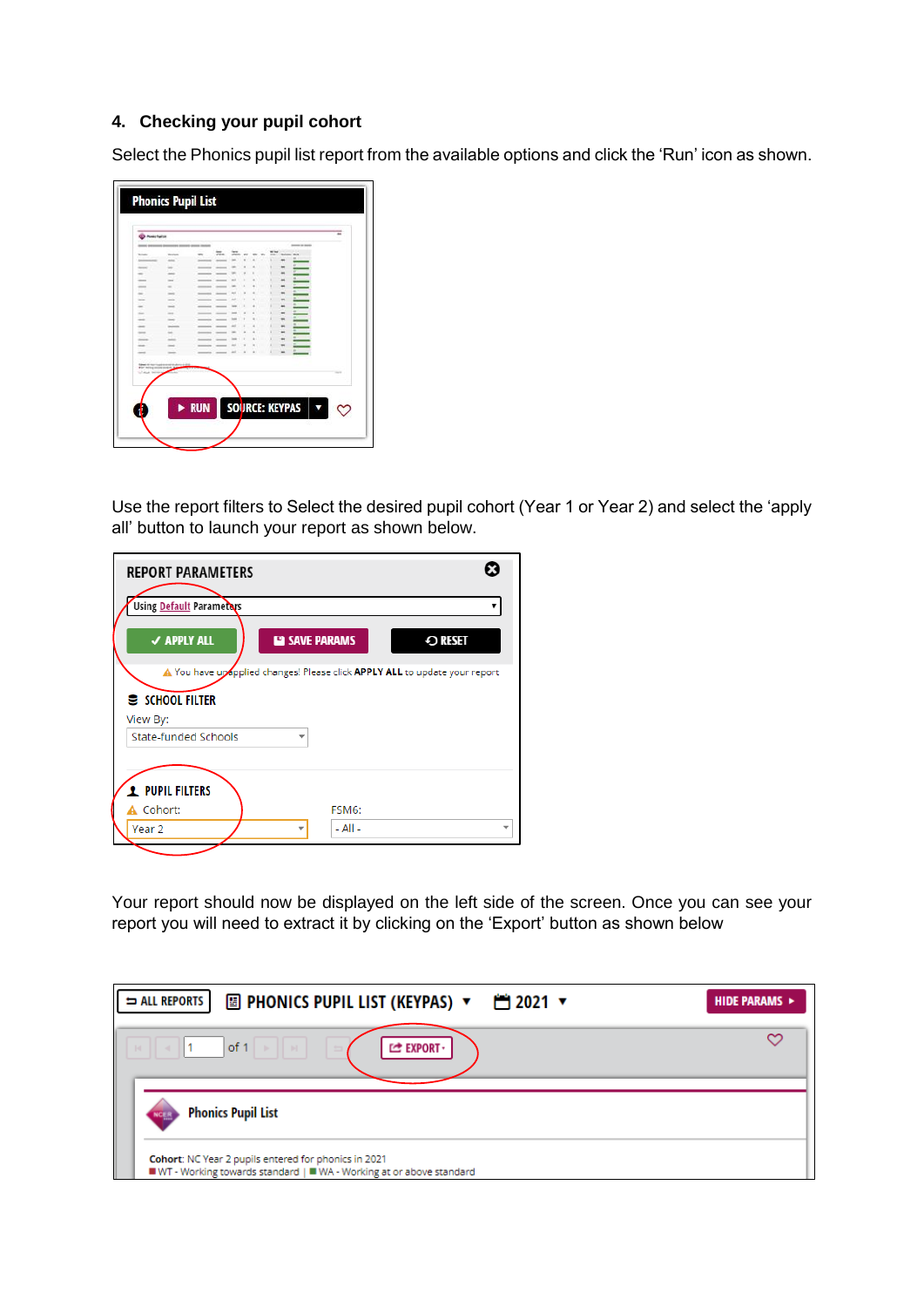## 4. Checking your pupil cohort

Select the Phonics pupil list report from the available options and click the ‘Run’ icon as shown.

Use the report filters to Select the desired pupil cohort (Year 1 or Year 2) and select the ‘apply all’ button to launch your report as shown below.

Your report should now be displayed on the left side of the screen. Once you can see your report you will need to extract it by clicking on the ‘Export’ button as shown below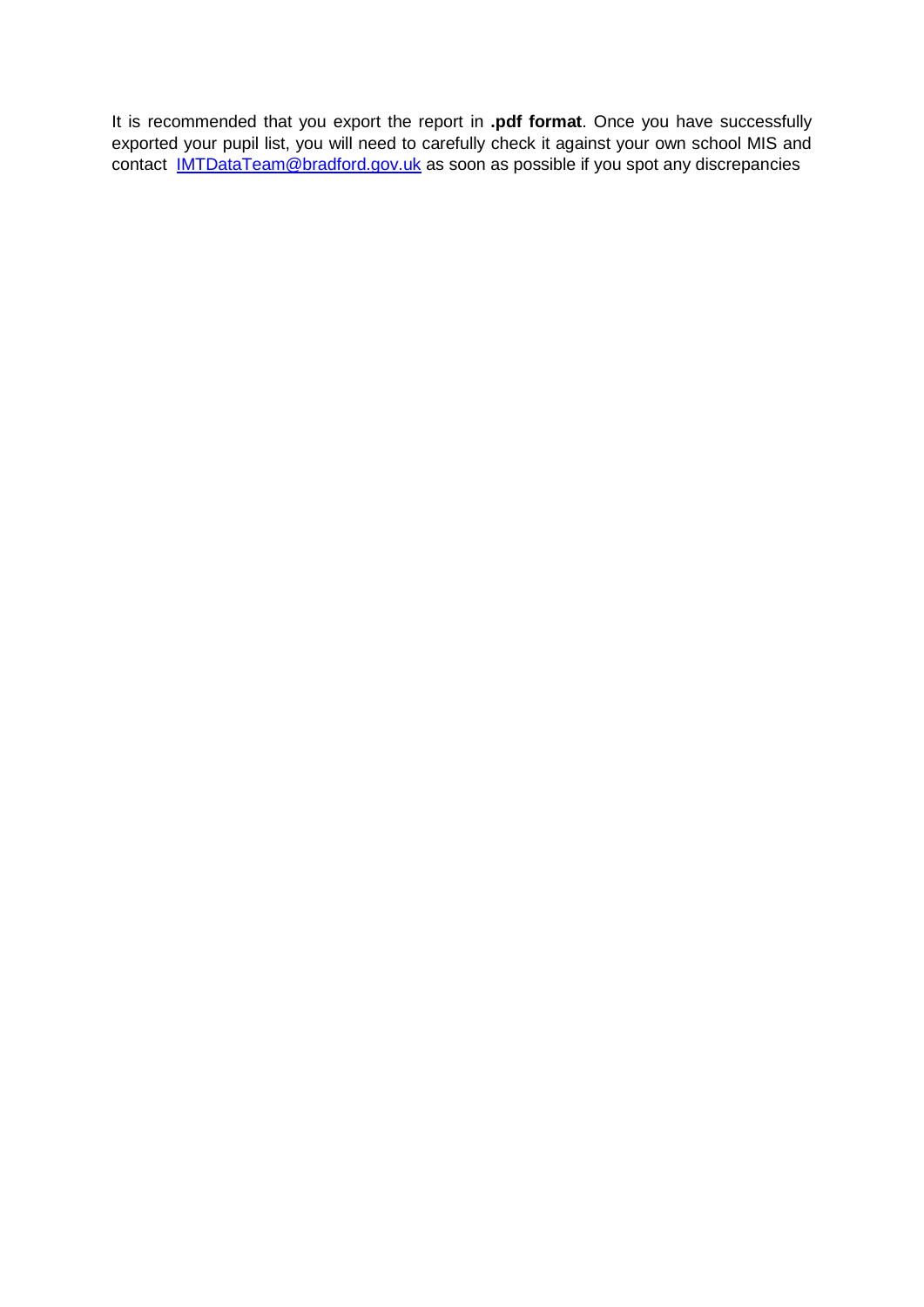It is recommended that you export the report in **.pdf format**. Once you have successfully exported your pupil list, you will need to carefully check it against your own school MIS and contact [IMTDataTeam@bradford.gov.uk](mailto:IMTDataTeam@bradford.gov.uk) as soon as possible if you spot any discrepancies